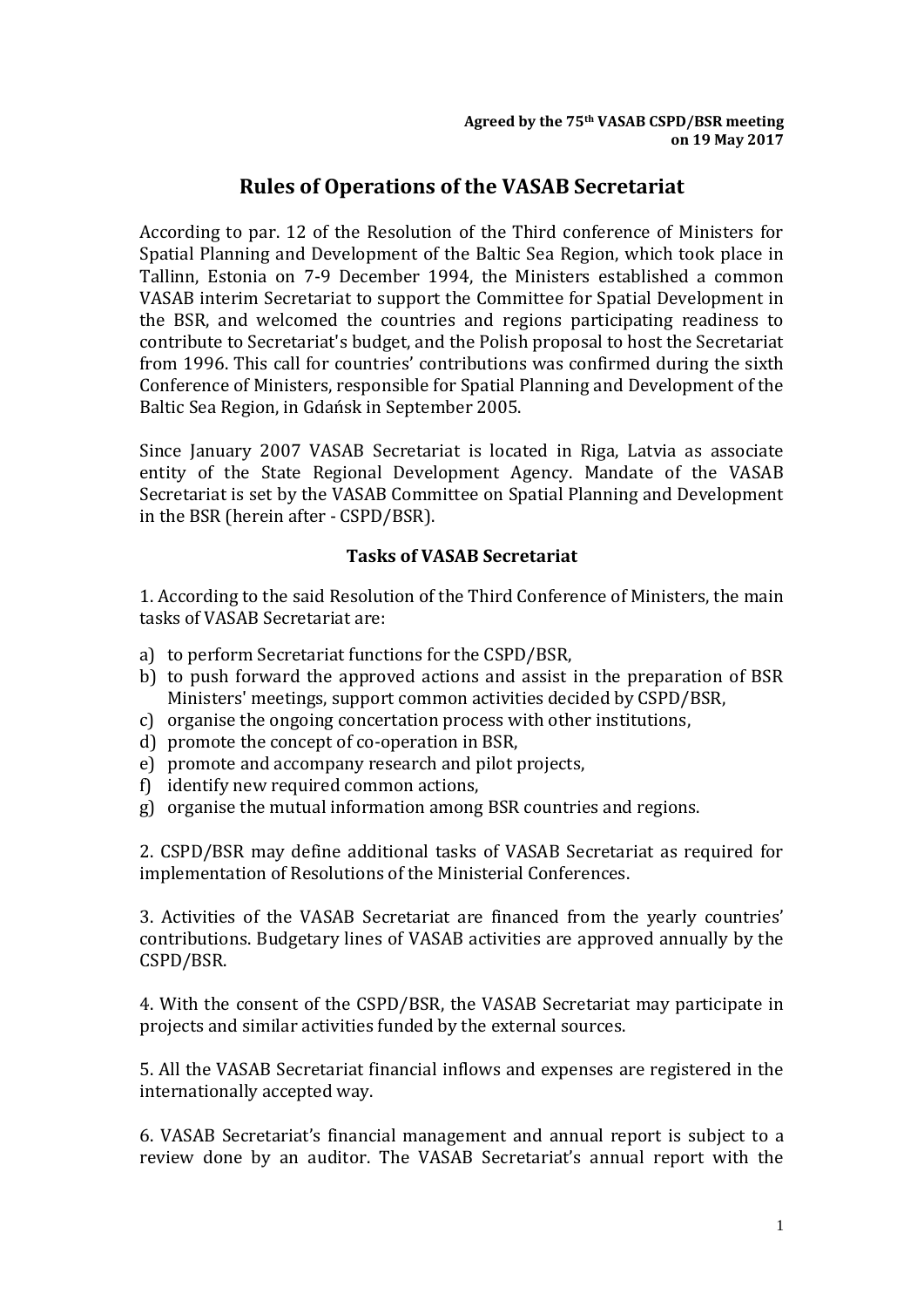**Agreed by the 75th VASAB CSPD/BSR meeting on 19 May 2017**

# Rules of Operations of the VASAB Secretariat

According to par. 12 of the Resolution of the Third conference of Ministers for Spatial Planning and Development of the Baltic Sea Region, which took place in Tallinn, Estonia on 7-9 December 1994, the Ministers established a common VASAB interim Secretariat to support the Committee for Spatial Development in the BSR, and welcomed the countries and regions participating readiness to contribute to Secretariat's budget, and the Polish proposal to host the Secretariat from 1996. This call for countries' contributions was confirmed during the sixth Conference of Ministers, responsible for Spatial Planning and Development of the Baltic Sea Region, in Gdańsk in September 2005.

Since January 2007 VASAB Secretariat is located in Riga, Latvia as associate entity of the State Regional Development Agency. Mandate of the VASAB Secretariat is set by the VASAB Committee on Spatial Planning and Development in the BSR (herein after - CSPD/BSR).

## Tasks of VASAB Secretariat

1. According to the said Resolution of the Third Conference of Ministers, the main tasks of VASAB Secretariat are:

a) to perform Secretariat functions for the CSPD/BSR,
b) to push forward the approved actions and assist in the preparation of BSR Ministers' meetings, support common activities decided by CSPD/BSR,
c) organise the ongoing concertation process with other institutions,
d) promote the concept of co-operation in BSR,
e) promote and accompany research and pilot projects,
f) identify new required common actions,
g) organise the mutual information among BSR countries and regions.

2. CSPD/BSR may define additional tasks of VASAB Secretariat as required for implementation of Resolutions of the Ministerial Conferences.

3. Activities of the VASAB Secretariat are financed from the yearly countries' contributions. Budgetary lines of VASAB activities are approved annually by the CSPD/BSR.

4. With the consent of the CSPD/BSR, the VASAB Secretariat may participate in projects and similar activities funded by the external sources.

5. All the VASAB Secretariat financial inflows and expenses are registered in the internationally accepted way.

6. VASAB Secretariat's financial management and annual report is subject to a review done by an auditor. The VASAB Secretariat's annual report with the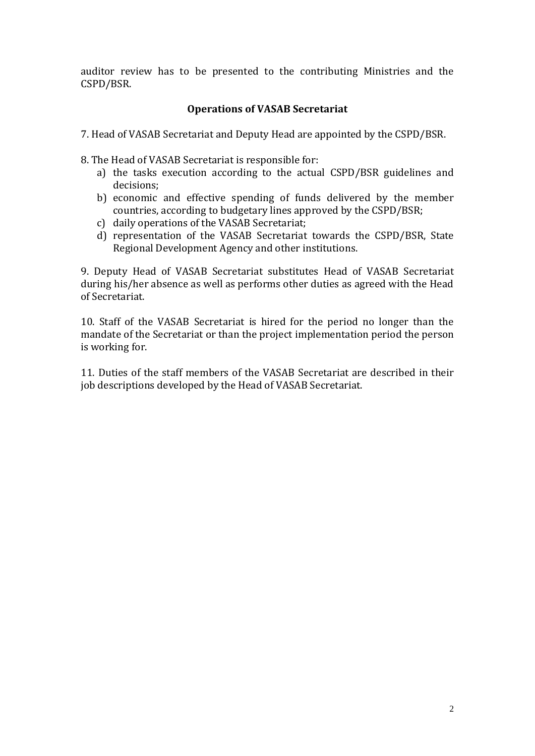auditor review has to be presented to the contributing Ministries and the CSPD/BSR.

## Operations of VASAB Secretariat

7. Head of VASAB Secretariat and Deputy Head are appointed by the CSPD/BSR.

8. The Head of VASAB Secretariat is responsible for:
   a) the tasks execution according to the actual CSPD/BSR guidelines and decisions;
   b) economic and effective spending of funds delivered by the member countries, according to budgetary lines approved by the CSPD/BSR;
   c) daily operations of the VASAB Secretariat;
   d) representation of the VASAB Secretariat towards the CSPD/BSR, State Regional Development Agency and other institutions.

9. Deputy Head of VASAB Secretariat substitutes Head of VASAB Secretariat during his/her absence as well as performs other duties as agreed with the Head of Secretariat.

10. Staff of the VASAB Secretariat is hired for the period no longer than the mandate of the Secretariat or than the project implementation period the person is working for.

11. Duties of the staff members of the VASAB Secretariat are described in their job descriptions developed by the Head of VASAB Secretariat.